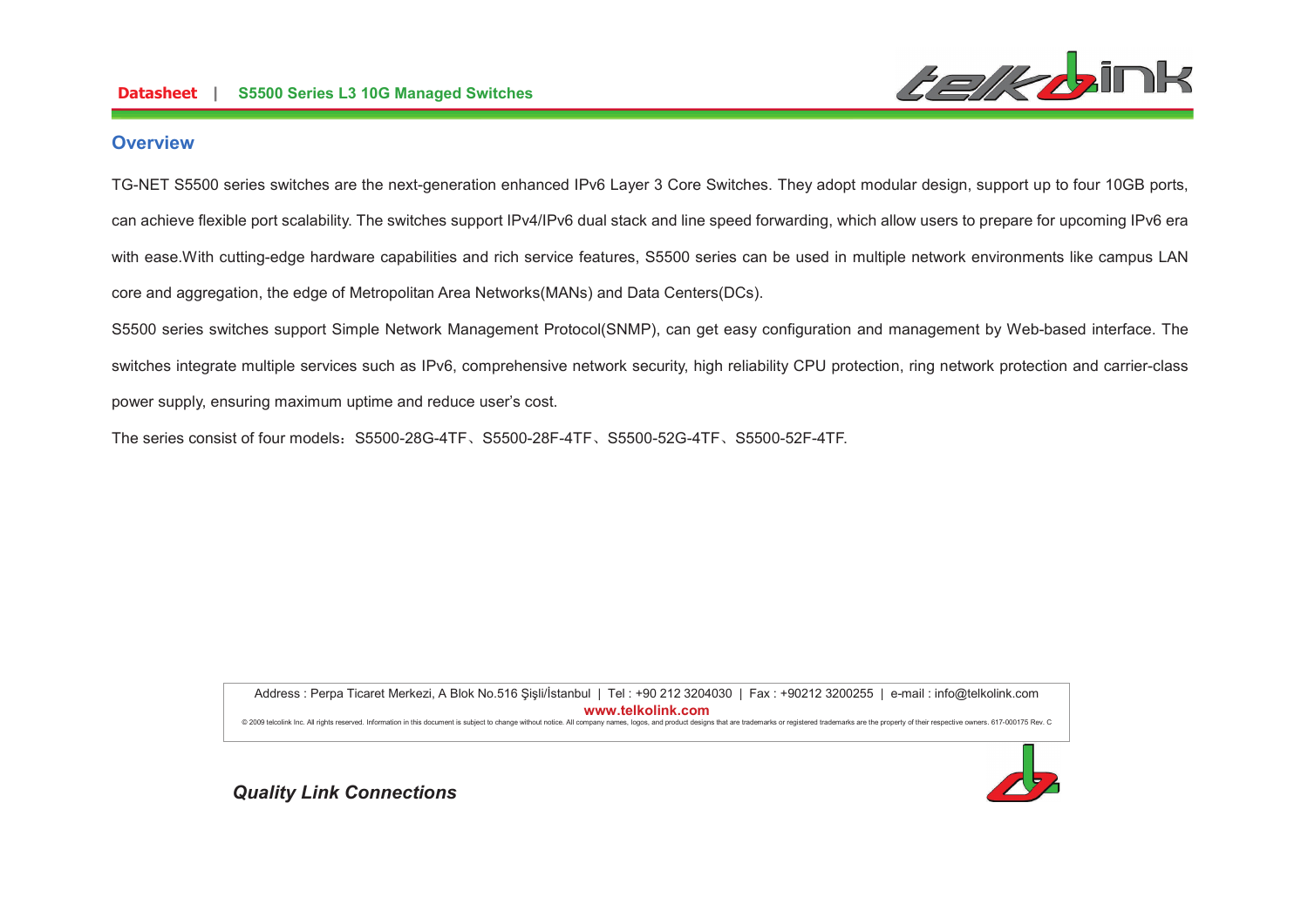## Overview

TG-NET S5500 series switches are the next-generation enhanced IPv6 Layer 3 Core Switches. They adopt modular design, support up to four 10GB ports, can achieve flexible port scalability. The switches support IPv4/IPv6 dual stack and line speed forwarding, which allow users to prepare for upcoming IPv6 era with ease.With cutting-edge hardware capabilities and rich service features, S5500 series can be used in multiple network environments like campus LAN core and aggregation, the edge of Metropolitan Area Networks(MANs) and Data Centers(DCs).

S5500 series switches support Simple Network Management Protocol(SNMP), can get easy configuration and management by Web-based interface. The switches integrate multiple services such as IPv6, comprehensive network security, high reliability CPU protection, ring network protection and carrier-class power supply, ensuring maximum uptime and reduce user's cost.

The series consist of four models：S5500-28G-4TF、S5500-28F-4TF、S5500-52G-4TF、S5500-52F-4TF.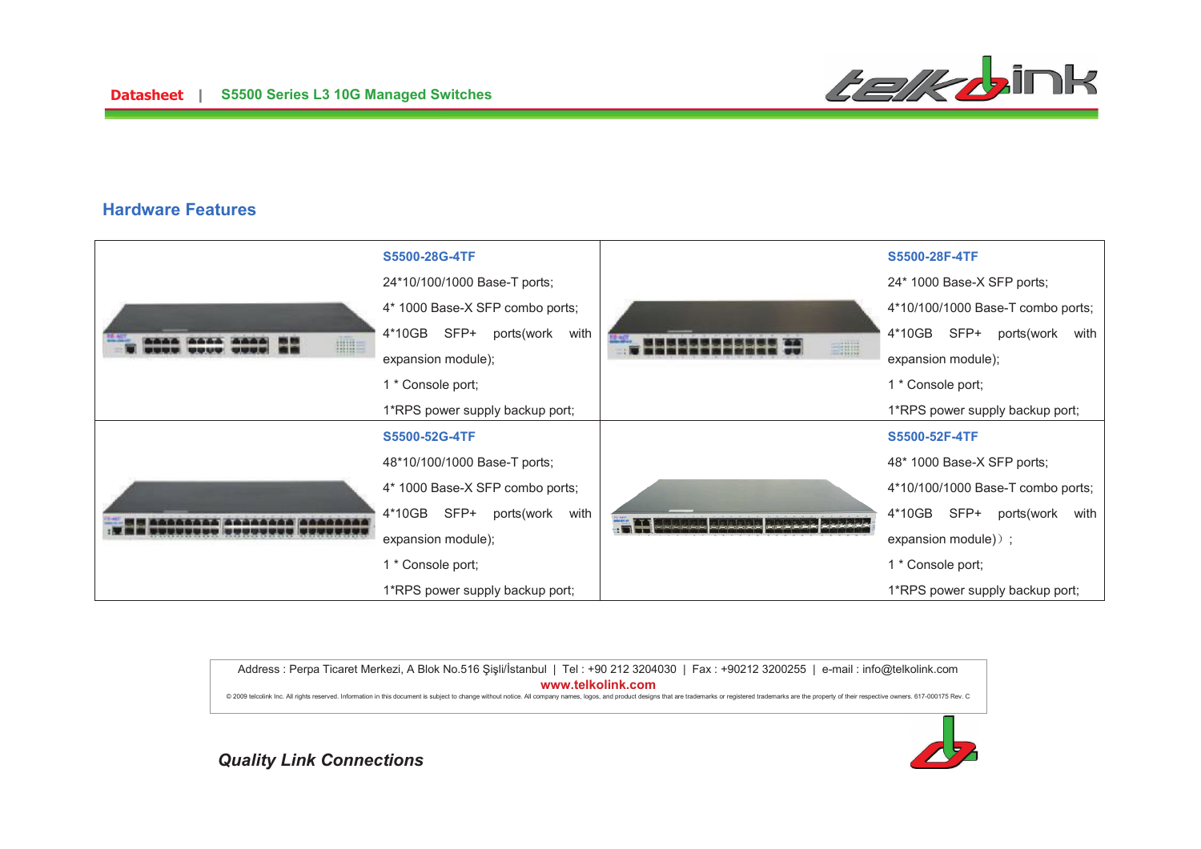## Hardware Features

| | |
|---|---|
| **S5500-28G-4TF**<br>24*10/100/1000 Base-T ports;<br>4* 1000 Base-X SFP combo ports;<br>4*10GB SFP+ ports(work with expansion module);<br>1 * Console port;<br>1*RPS power supply backup port; | **S5500-28F-4TF**<br>24* 1000 Base-X SFP ports;<br>4*10/100/1000 Base-T combo ports;<br>4*10GB SFP+ ports(work with expansion module);<br>1 * Console port;<br>1*RPS power supply backup port; |
| **S5500-52G-4TF**<br>48*10/100/1000 Base-T ports;<br>4* 1000 Base-X SFP combo ports;<br>4*10GB SFP+ ports(work with expansion module);<br>1 * Console port;<br>1*RPS power supply backup port; | **S5500-52F-4TF**<br>48* 1000 Base-X SFP ports;<br>4*10/100/1000 Base-T combo ports;<br>4*10GB SFP+ ports(work with expansion module）;<br>1 * Console port;<br>1*RPS power supply backup port; |

Address : Perpa Ticaret Merkezi, A Blok No.516 Şişli/İstanbul | Tel : +90 212 3204030 | Fax : +90212 3200255 | e-mail : info@telkolink.com

**www.telkolink.com**

© 2009 telcolink Inc. All rights reserved. Information in this document is subject to change without notice. All company names, logos, and product designs that are trademarks or registered trademarks are the property of their respective owners. 617-000175 Rev. C

***Quality Link Connections***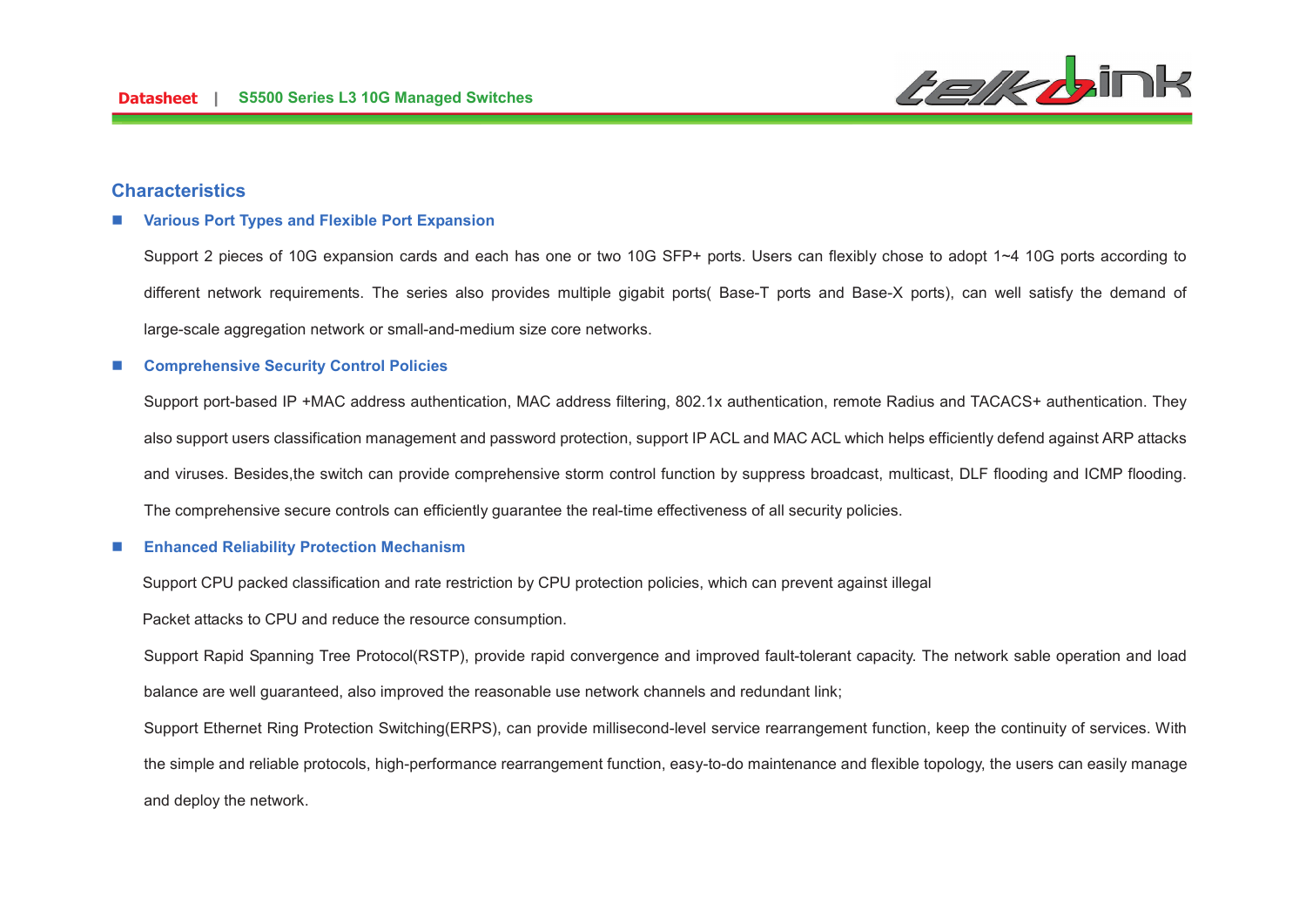## Characteristics

- **Various Port Types and Flexible Port Expansion**

  Support 2 pieces of 10G expansion cards and each has one or two 10G SFP+ ports. Users can flexibly chose to adopt 1~4 10G ports according to different network requirements. The series also provides multiple gigabit ports( Base-T ports and Base-X ports), can well satisfy the demand of large-scale aggregation network or small-and-medium size core networks.

- **Comprehensive Security Control Policies**

  Support port-based IP +MAC address authentication, MAC address filtering, 802.1x authentication, remote Radius and TACACS+ authentication. They also support users classification management and password protection, support IP ACL and MAC ACL which helps efficiently defend against ARP attacks and viruses. Besides,the switch can provide comprehensive storm control function by suppress broadcast, multicast, DLF flooding and ICMP flooding. The comprehensive secure controls can efficiently guarantee the real-time effectiveness of all security policies.

- **Enhanced Reliability Protection Mechanism**

  Support CPU packed classification and rate restriction by CPU protection policies, which can prevent against illegal

  Packet attacks to CPU and reduce the resource consumption.

  Support Rapid Spanning Tree Protocol(RSTP), provide rapid convergence and improved fault-tolerant capacity. The network sable operation and load balance are well guaranteed, also improved the reasonable use network channels and redundant link;

  Support Ethernet Ring Protection Switching(ERPS), can provide millisecond-level service rearrangement function, keep the continuity of services. With the simple and reliable protocols, high-performance rearrangement function, easy-to-do maintenance and flexible topology, the users can easily manage and deploy the network.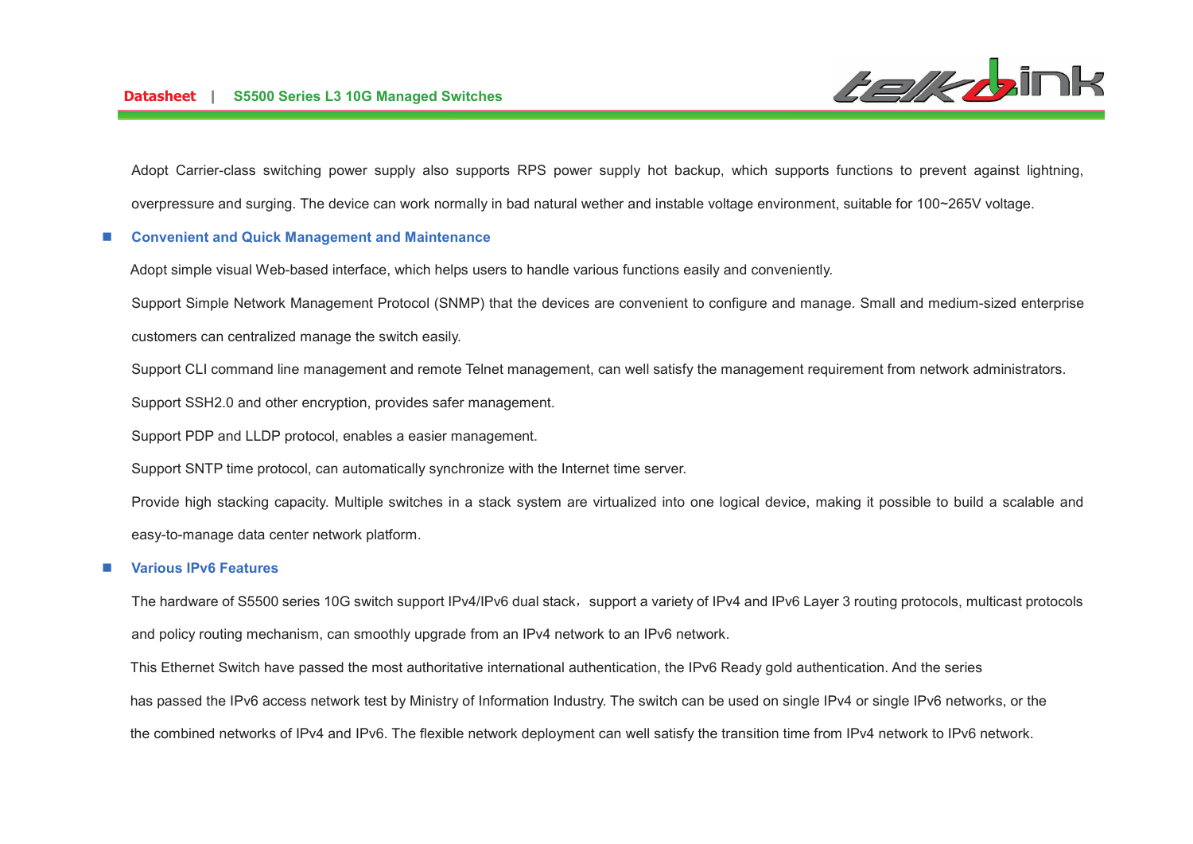Adopt Carrier-class switching power supply also supports RPS power supply hot backup, which supports functions to prevent against lightning, overpressure and surging. The device can work normally in bad natural wether and instable voltage environment, suitable for 100~265V voltage.

- **Convenient and Quick Management and Maintenance**

Adopt simple visual Web-based interface, which helps users to handle various functions easily and conveniently.

Support Simple Network Management Protocol (SNMP) that the devices are convenient to configure and manage. Small and medium-sized enterprise customers can centralized manage the switch easily.

Support CLI command line management and remote Telnet management, can well satisfy the management requirement from network administrators.

Support SSH2.0 and other encryption, provides safer management.

Support PDP and LLDP protocol, enables a easier management.

Support SNTP time protocol, can automatically synchronize with the Internet time server.

Provide high stacking capacity. Multiple switches in a stack system are virtualized into one logical device, making it possible to build a scalable and easy-to-manage data center network platform.

- **Various IPv6 Features**

The hardware of S5500 series 10G switch support IPv4/IPv6 dual stack，support a variety of IPv4 and IPv6 Layer 3 routing protocols, multicast protocols and policy routing mechanism, can smoothly upgrade from an IPv4 network to an IPv6 network.

This Ethernet Switch have passed the most authoritative international authentication, the IPv6 Ready gold authentication. And the series has passed the IPv6 access network test by Ministry of Information Industry. The switch can be used on single IPv4 or single IPv6 networks, or the the combined networks of IPv4 and IPv6. The flexible network deployment can well satisfy the transition time from IPv4 network to IPv6 network.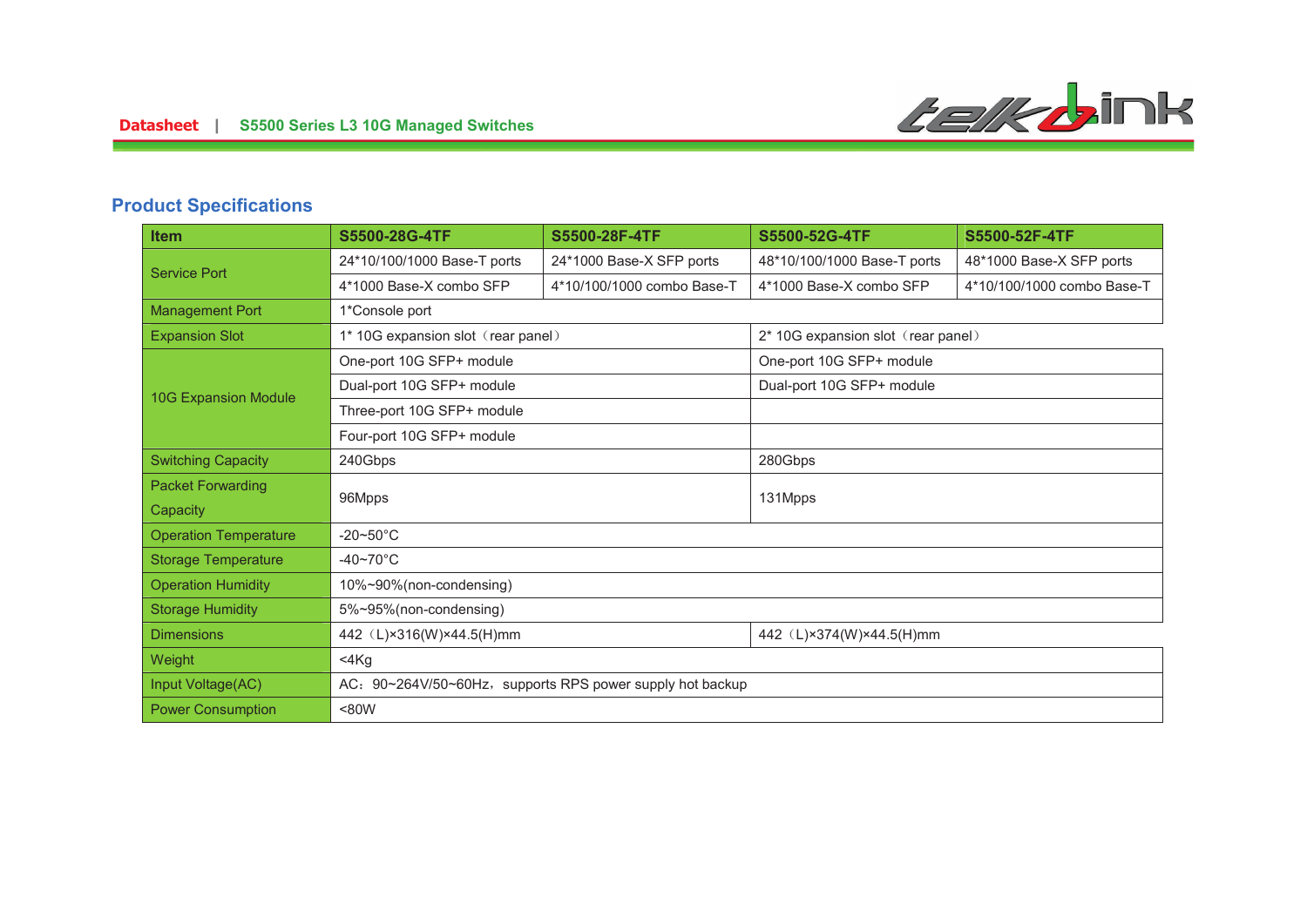## Product Specifications

| Item | S5500-28G-4TF | S5500-28F-4TF | S5500-52G-4TF | S5500-52F-4TF |
|---|---|---|---|---|
| Service Port | 24*10/100/1000 Base-T ports | 24*1000 Base-X SFP ports | 48*10/100/1000 Base-T ports | 48*1000 Base-X SFP ports |
| | 4*1000 Base-X combo SFP | 4*10/100/1000 combo Base-T | 4*1000 Base-X combo SFP | 4*10/100/1000 combo Base-T |
| Management Port | 1*Console port | | | |
| Expansion Slot | 1* 10G expansion slot（rear panel） | | 2* 10G expansion slot（rear panel） | |
| 10G Expansion Module | One-port 10G SFP+ module | | One-port 10G SFP+ module | |
| | Dual-port 10G SFP+ module | | Dual-port 10G SFP+ module | |
| | Three-port 10G SFP+ module | | | |
| | Four-port 10G SFP+ module | | | |
| Switching Capacity | 240Gbps | | 280Gbps | |
| Packet Forwarding Capacity | 96Mpps | | 131Mpps | |
| Operation Temperature | -20~50°C | | | |
| Storage Temperature | -40~70°C | | | |
| Operation Humidity | 10%~90%(non-condensing) | | | |
| Storage Humidity | 5%~95%(non-condensing) | | | |
| Dimensions | 442（L)×316(W)×44.5(H)mm | | 442（L)×374(W)×44.5(H)mm | |
| Weight | <4Kg | | | |
| Input Voltage(AC) | AC：90~264V/50~60Hz，supports RPS power supply hot backup | | | |
| Power Consumption | <80W | | | |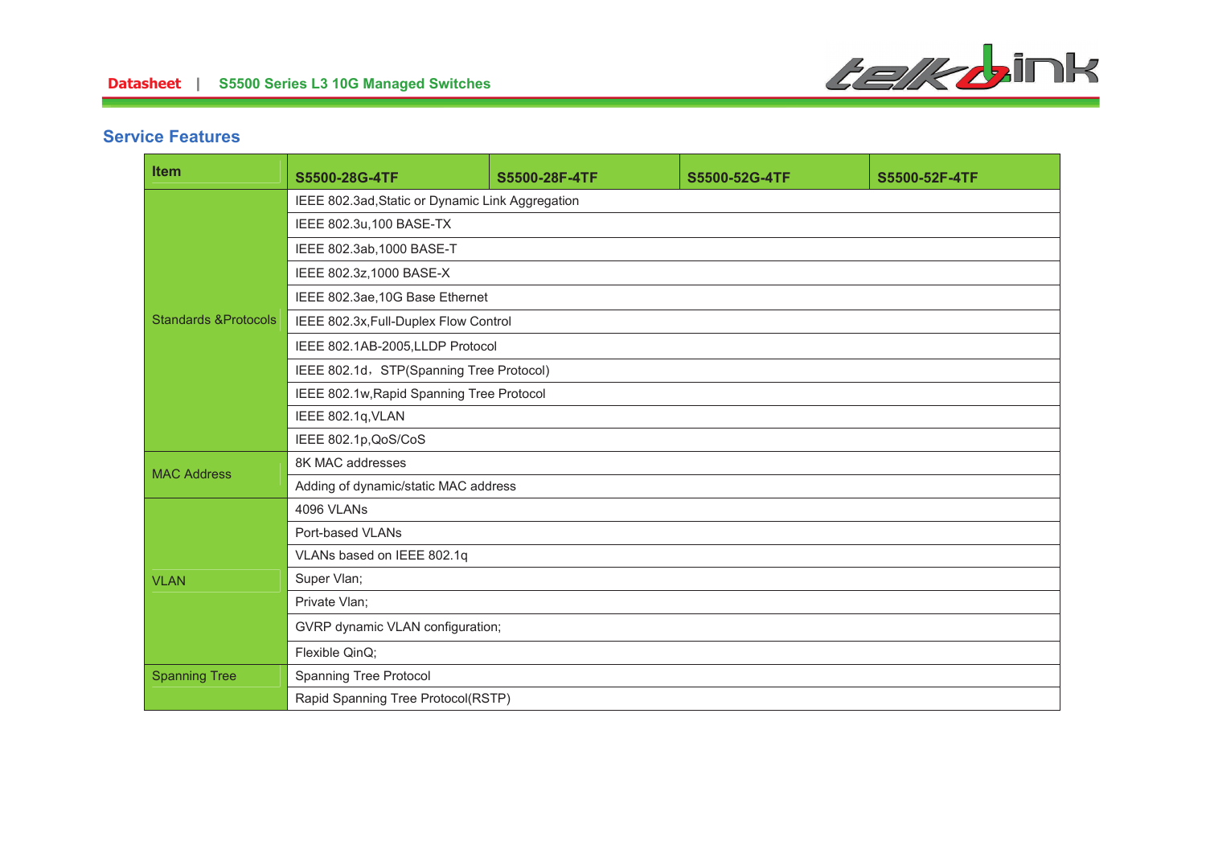## Service Features

| Item | S5500-28G-4TF | S5500-28F-4TF | S5500-52G-4TF | S5500-52F-4TF |
|---|---|---|---|---|
| Standards &Protocols | IEEE 802.3ad,Static or Dynamic Link Aggregation | | | |
| | IEEE 802.3u,100 BASE-TX | | | |
| | IEEE 802.3ab,1000 BASE-T | | | |
| | IEEE 802.3z,1000 BASE-X | | | |
| | IEEE 802.3ae,10G Base Ethernet | | | |
| | IEEE 802.3x,Full-Duplex Flow Control | | | |
| | IEEE 802.1AB-2005,LLDP Protocol | | | |
| | IEEE 802.1d，STP(Spanning Tree Protocol) | | | |
| | IEEE 802.1w,Rapid Spanning Tree Protocol | | | |
| | IEEE 802.1q,VLAN | | | |
| | IEEE 802.1p,QoS/CoS | | | |
| MAC Address | 8K MAC addresses | | | |
| | Adding of dynamic/static MAC address | | | |
| VLAN | 4096 VLANs | | | |
| | Port-based VLANs | | | |
| | VLANs based on IEEE 802.1q | | | |
| | Super Vlan; | | | |
| | Private Vlan; | | | |
| | GVRP dynamic VLAN configuration; | | | |
| | Flexible QinQ; | | | |
| Spanning Tree | Spanning Tree Protocol | | | |
| | Rapid Spanning Tree Protocol(RSTP) | | | |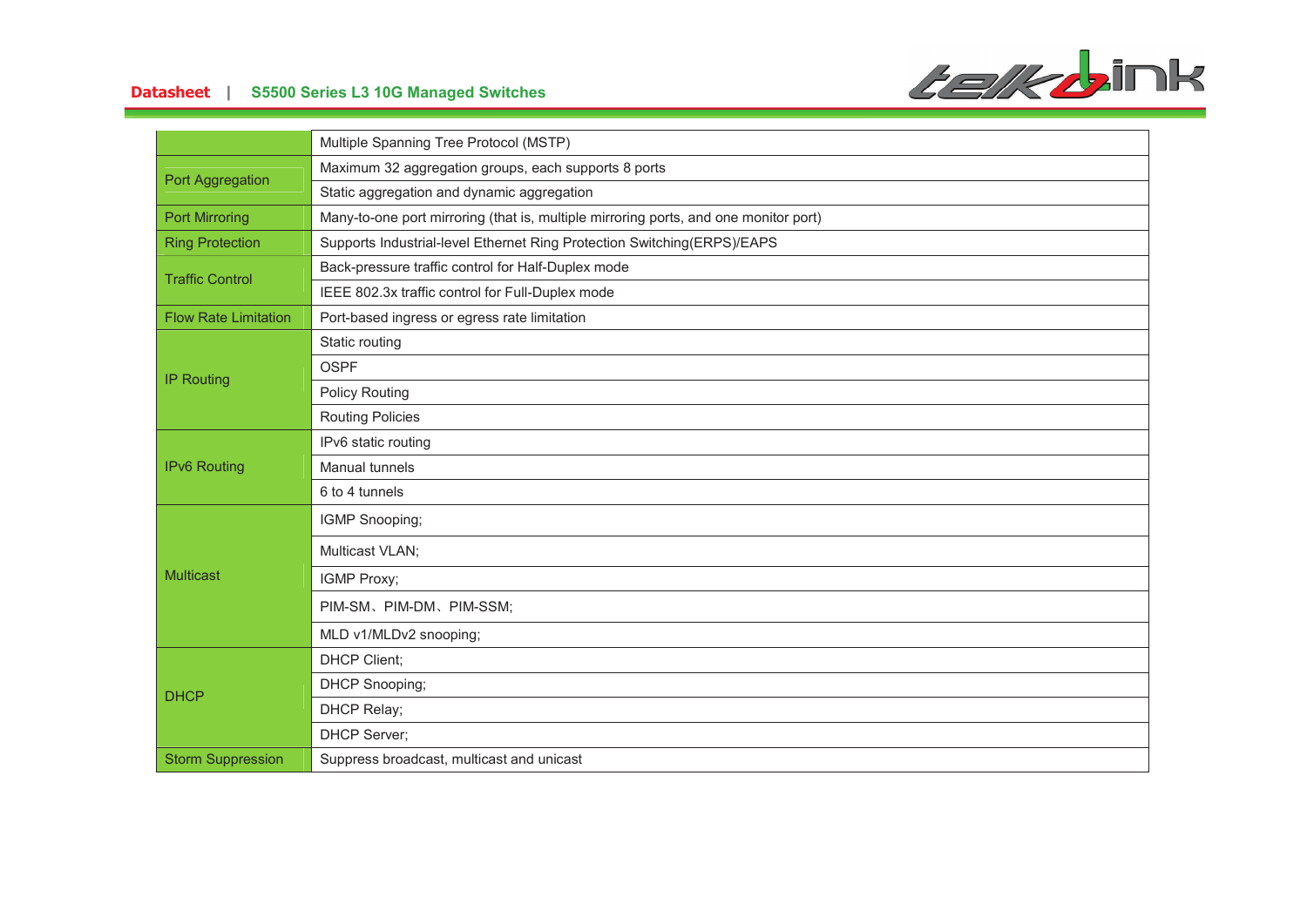| | |
|---|---|
| | Multiple Spanning Tree Protocol (MSTP) |
| Port Aggregation | Maximum 32 aggregation groups, each supports 8 ports |
| | Static aggregation and dynamic aggregation |
| Port Mirroring | Many-to-one port mirroring (that is, multiple mirroring ports, and one monitor port) |
| Ring Protection | Supports Industrial-level Ethernet Ring Protection Switching(ERPS)/EAPS |
| Traffic Control | Back-pressure traffic control for Half-Duplex mode |
| | IEEE 802.3x traffic control for Full-Duplex mode |
| Flow Rate Limitation | Port-based ingress or egress rate limitation |
| IP Routing | Static routing |
| | OSPF |
| | Policy Routing |
| | Routing Policies |
| IPv6 Routing | IPv6 static routing |
| | Manual tunnels |
| | 6 to 4 tunnels |
| Multicast | IGMP Snooping; |
| | Multicast VLAN; |
| | IGMP Proxy; |
| | PIM-SM、PIM-DM、PIM-SSM; |
| | MLD v1/MLDv2 snooping; |
| DHCP | DHCP Client; |
| | DHCP Snooping; |
| | DHCP Relay; |
| | DHCP Server; |
| Storm Suppression | Suppress broadcast, multicast and unicast |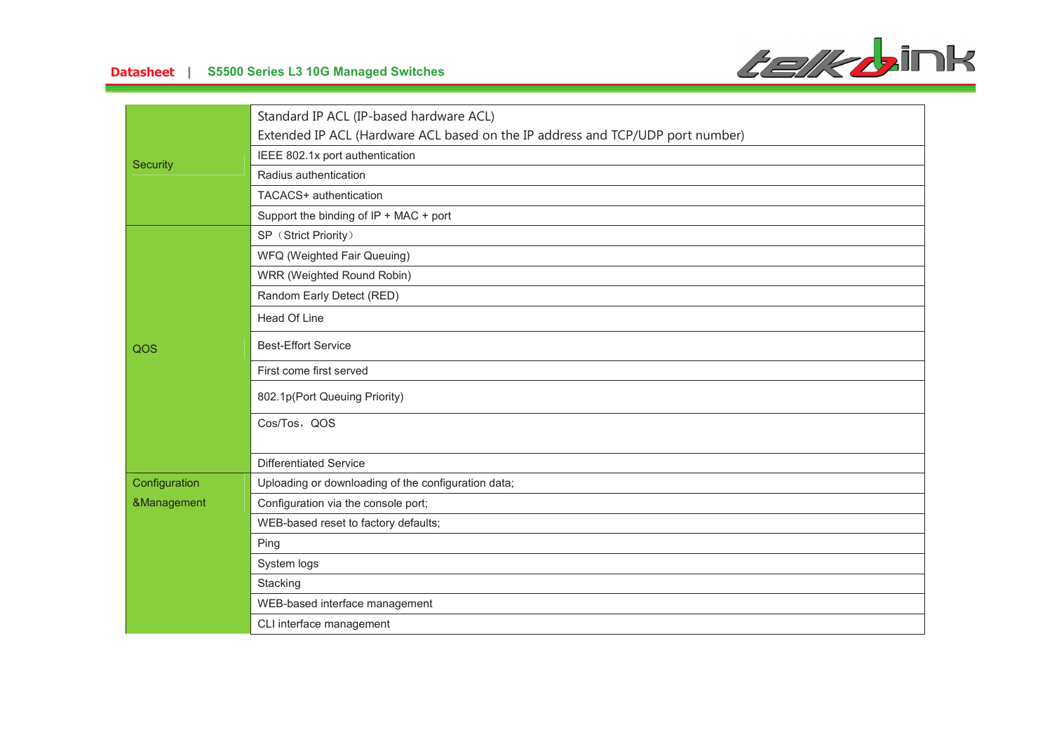| | |
|---|---|
| Security | Standard IP ACL (IP-based hardware ACL)<br>Extended IP ACL (Hardware ACL based on the IP address and TCP/UDP port number) |
| | IEEE 802.1x port authentication |
| | Radius authentication |
| | TACACS+ authentication |
| | Support the binding of IP + MAC + port |
| QOS | SP（Strict Priority） |
| | WFQ (Weighted Fair Queuing) |
| | WRR (Weighted Round Robin) |
| | Random Early Detect (RED) |
| | Head Of Line |
| | Best-Effort Service |
| | First come first served |
| | 802.1p(Port Queuing Priority) |
| | Cos/Tos，QOS |
| | Differentiated Service |
| Configuration &Management | Uploading or downloading of the configuration data; |
| | Configuration via the console port; |
| | WEB-based reset to factory defaults; |
| | Ping |
| | System logs |
| | Stacking |
| | WEB-based interface management |
| | CLI interface management |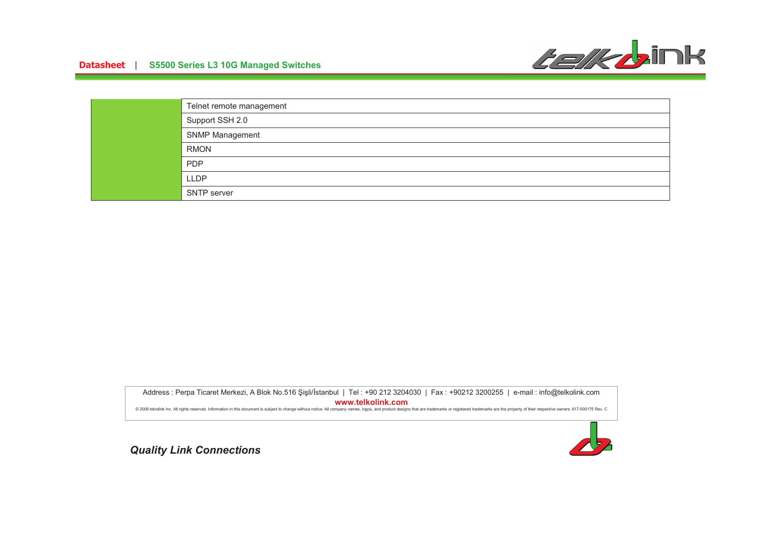| | |
|---|---|
| | Telnet remote management |
| | Support SSH 2.0 |
| | SNMP Management |
| | RMON |
| | PDP |
| | LLDP |
| | SNTP server |

Address : Perpa Ticaret Merkezi, A Blok No.516 Şişli/İstanbul | Tel : +90 212 3204030 | Fax : +90212 3200255 | e-mail : info@telkolink.com

**www.telkolink.com**

© 2009 telcolink Inc. All rights reserved. Information in this document is subject to change without notice. All company names, logos, and product designs that are trademarks or registered trademarks are the property of their respective owners. 617-000175 Rev. C

***Quality Link Connections***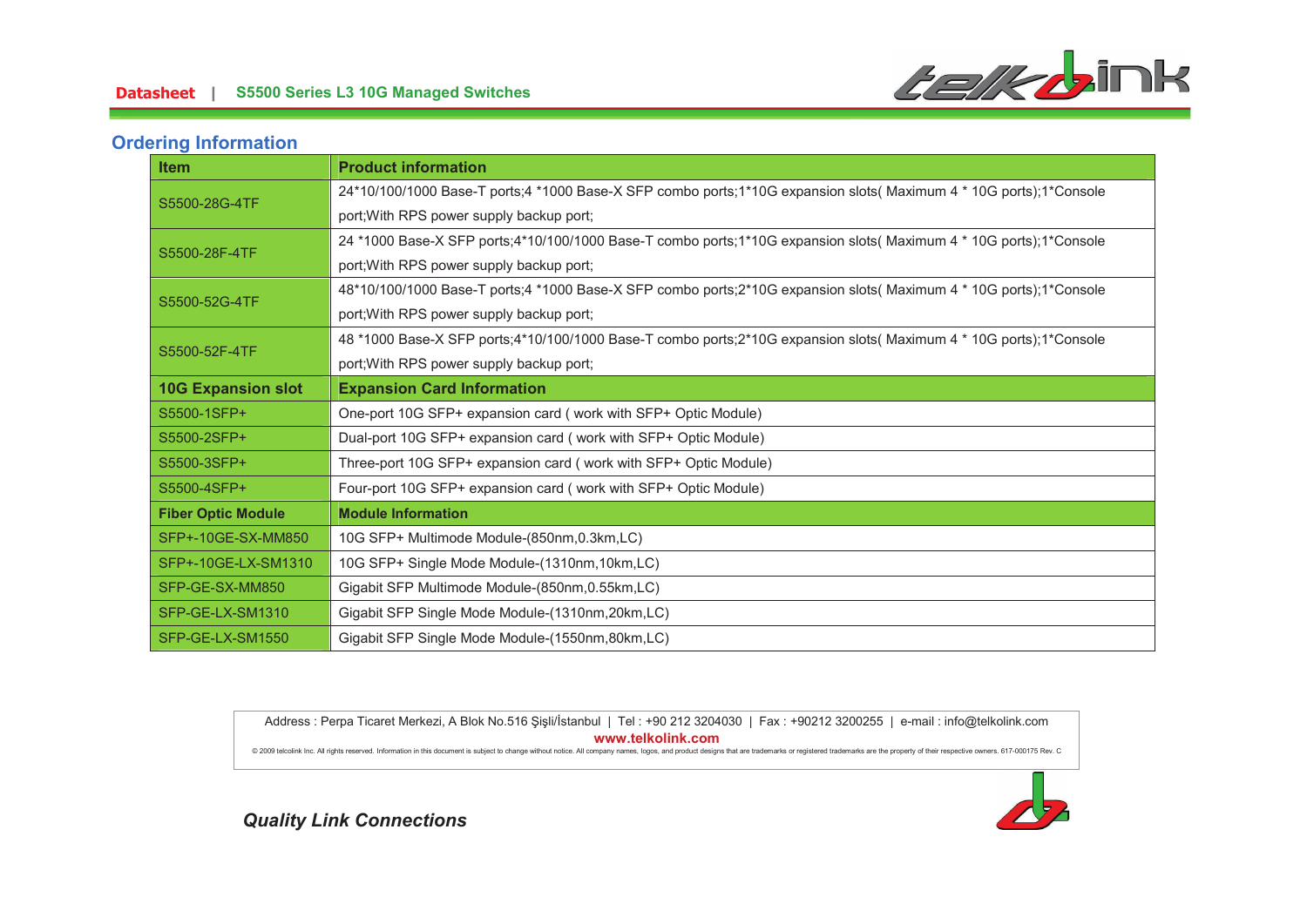## Ordering Information

| Item | Product information |
|---|---|
| S5500-28G-4TF | 24*10/100/1000 Base-T ports;4 *1000 Base-X SFP combo ports;1*10G expansion slots( Maximum 4 * 10G ports);1*Console port;With RPS power supply backup port; |
| S5500-28F-4TF | 24 *1000 Base-X SFP ports;4*10/100/1000 Base-T combo ports;1*10G expansion slots( Maximum 4 * 10G ports);1*Console port;With RPS power supply backup port; |
| S5500-52G-4TF | 48*10/100/1000 Base-T ports;4 *1000 Base-X SFP combo ports;2*10G expansion slots( Maximum 4 * 10G ports);1*Console port;With RPS power supply backup port; |
| S5500-52F-4TF | 48 *1000 Base-X SFP ports;4*10/100/1000 Base-T combo ports;2*10G expansion slots( Maximum 4 * 10G ports);1*Console port;With RPS power supply backup port; |
| **10G Expansion slot** | **Expansion Card Information** |
| S5500-1SFP+ | One-port 10G SFP+ expansion card ( work with SFP+ Optic Module) |
| S5500-2SFP+ | Dual-port 10G SFP+ expansion card ( work with SFP+ Optic Module) |
| S5500-3SFP+ | Three-port 10G SFP+ expansion card ( work with SFP+ Optic Module) |
| S5500-4SFP+ | Four-port 10G SFP+ expansion card ( work with SFP+ Optic Module) |
| **Fiber Optic Module** | **Module Information** |
| SFP+-10GE-SX-MM850 | 10G SFP+ Multimode Module-(850nm,0.3km,LC) |
| SFP+-10GE-LX-SM1310 | 10G SFP+ Single Mode Module-(1310nm,10km,LC) |
| SFP-GE-SX-MM850 | Gigabit SFP Multimode Module-(850nm,0.55km,LC) |
| SFP-GE-LX-SM1310 | Gigabit SFP Single Mode Module-(1310nm,20km,LC) |
| SFP-GE-LX-SM1550 | Gigabit SFP Single Mode Module-(1550nm,80km,LC) |

Address : Perpa Ticaret Merkezi, A Blok No.516 Şişli/İstanbul | Tel : +90 212 3204030 | Fax : +90212 3200255 | e-mail : info@telkolink.com

**www.telkolink.com**

© 2009 telcolink Inc. All rights reserved. Information in this document is subject to change without notice. All company names, logos, and product designs that are trademarks or registered trademarks are the property of their respective owners. 617-000175 Rev. C

***Quality Link Connections***